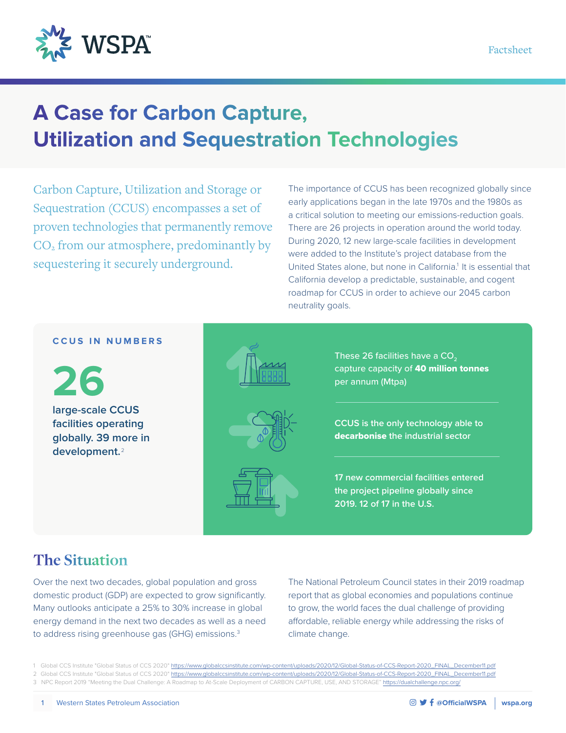# A Case for Carbon Capture, Utilization and Sequestration Technologies

Carbon Capture, Utilization and Storage or Sequestration (CCUS) encompasses a set of proven technologies that permanently remove $CO_2$ from our atmosphere, predominantly by sequestering it securely underground.

The importance of CCUS has been recognized globally since early applications began in the late 1970s and the 1980s as a critical solution to meeting our emissions-reduction goals. There are 26 projects in operation around the world today. During 2020, 12 new large-scale facilities in development were added to the Institute's project database from the United States alone, but none in California.[1] It is essential that California develop a predictable, sustainable, and cogent roadmap for CCUS in order to achieve our 2045 carbon neutrality goals.

### CCUS IN NUMBERS

**26**

**large-scale CCUS facilities operating globally. 39 more in development.**[2]

These 26 facilities have a $CO_2$ capture capacity of **40 million tonnes** per annum (Mtpa)

CCUS is the only technology able to **decarbonise** the industrial sector

17 new commercial facilities entered the project pipeline globally since 2019. 12 of 17 in the U.S.

## The Situation

Over the next two decades, global population and gross domestic product (GDP) are expected to grow significantly. Many outlooks anticipate a 25% to 30% increase in global energy demand in the next two decades as well as a need to address rising greenhouse gas (GHG) emissions.[3]

The National Petroleum Council states in their 2019 roadmap report that as global economies and populations continue to grow, the world faces the dual challenge of providing affordable, reliable energy while addressing the risks of climate change.

1 Global CCS Institute "Global Status of CCS 2020" https://www.globalccsinstitute.com/wp-content/uploads/2020/12/Global-Status-of-CCS-Report-2020_FINAL_December11.pdf
2 Global CCS Institute "Global Status of CCS 2020" https://www.globalccsinstitute.com/wp-content/uploads/2020/12/Global-Status-of-CCS-Report-2020_FINAL_December11.pdf
3 NPC Report 2019 "Meeting the Dual Challenge: A Roadmap to At-Scale Deployment of CARBON CAPTURE, USE, AND STORAGE" https://dualchallenge.npc.org/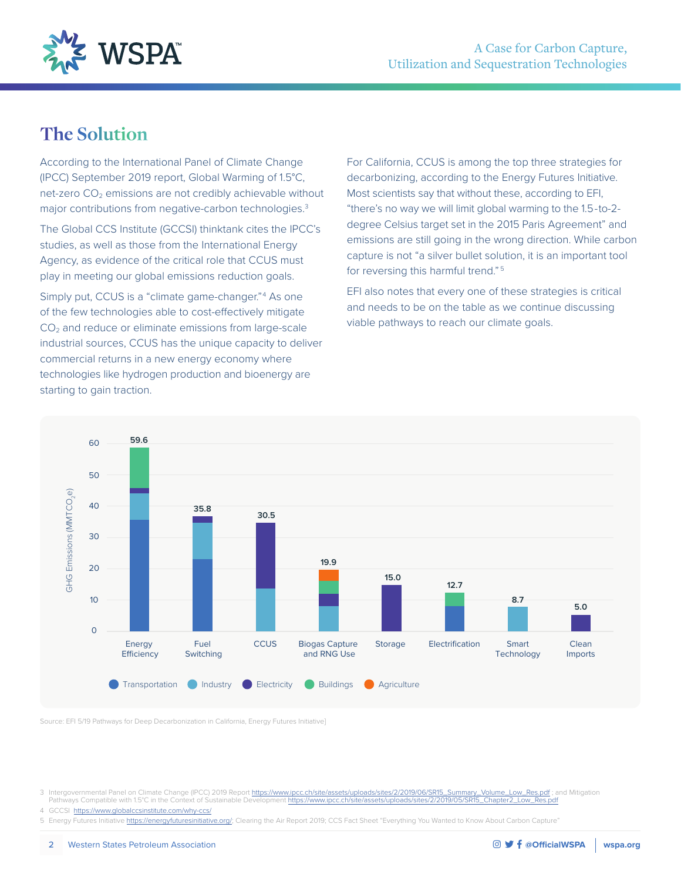## The Solution

According to the International Panel of Climate Change (IPCC) September 2019 report, Global Warming of 1.5°C, net-zero $CO_2$ emissions are not credibly achievable without major contributions from negative-carbon technologies.[3]

The Global CCS Institute (GCCSI) thinktank cites the IPCC's studies, as well as those from the International Energy Agency, as evidence of the critical role that CCUS must play in meeting our global emissions reduction goals.

Simply put, CCUS is a "climate game-changer."[4] As one of the few technologies able to cost-effectively mitigate $CO_2$ and reduce or eliminate emissions from large-scale industrial sources, CCUS has the unique capacity to deliver commercial returns in a new energy economy where technologies like hydrogen production and bioenergy are starting to gain traction.

For California, CCUS is among the top three strategies for decarbonizing, according to the Energy Futures Initiative. Most scientists say that without these, according to EFI, "there's no way we will limit global warming to the 1.5-to-2-degree Celsius target set in the 2015 Paris Agreement" and emissions are still going in the wrong direction. While carbon capture is not "a silver bullet solution, it is an important tool for reversing this harmful trend."[5]

EFI also notes that every one of these strategies is critical and needs to be on the table as we continue discussing viable pathways to reach our climate goals.

GHG Emissions ($MMTCO_2e$)

| Strategy | Total |
|---|---|
| Energy Efficiency | 59.6 |
| Fuel Switching | 35.8 |
| CCUS | 30.5 |
| Biogas Capture and RNG Use | 19.9 |
| Storage | 15.0 |
| Electrification | 12.7 |
| Smart Technology | 8.7 |
| Clean Imports | 5.0 |

Legend: Transportation, Industry, Electricity, Buildings, Agriculture

Source: EFI 5/19 Pathways for Deep Decarbonization in California, Energy Futures Initiative]

3 Intergovernmental Panel on Climate Change (IPCC) 2019 Report https://www.ipcc.ch/site/assets/uploads/sites/2/2019/06/SR15_Summary_Volume_Low_Res.pdf ; and Mitigation Pathways Compatible with 1.5°C in the Context of Sustainable Development https://www.ipcc.ch/site/assets/uploads/sites/2/2019/05/SR15_Chapter2_Low_Res.pdf

4 GCCSI https://www.globalccsinstitute.com/why-ccs/

5 Energy Futures Initiative https://energyfuturesinitiative.org/; Clearing the Air Report 2019; CCS Fact Sheet "Everything You Wanted to Know About Carbon Capture"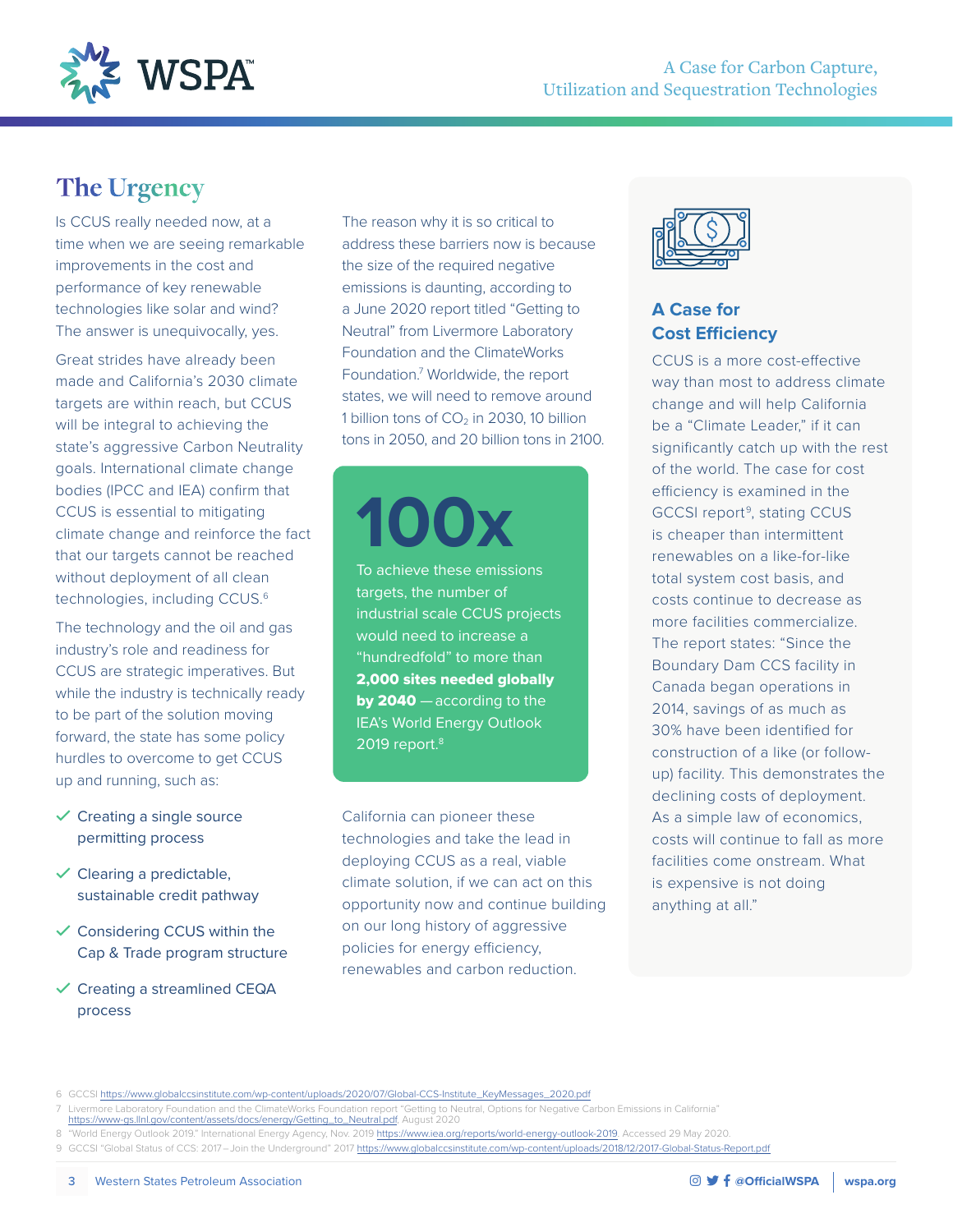## The Urgency

Is CCUS really needed now, at a time when we are seeing remarkable improvements in the cost and performance of key renewable technologies like solar and wind? The answer is unequivocally, yes.

Great strides have already been made and California's 2030 climate targets are within reach, but CCUS will be integral to achieving the state's aggressive Carbon Neutrality goals. International climate change bodies (IPCC and IEA) confirm that CCUS is essential to mitigating climate change and reinforce the fact that our targets cannot be reached without deployment of all clean technologies, including CCUS.[6]

The technology and the oil and gas industry's role and readiness for CCUS are strategic imperatives. But while the industry is technically ready to be part of the solution moving forward, the state has some policy hurdles to overcome to get CCUS up and running, such as:

- Creating a single source permitting process
- Clearing a predictable, sustainable credit pathway
- Considering CCUS within the Cap & Trade program structure
- Creating a streamlined CEQA process

The reason why it is so critical to address these barriers now is because the size of the required negative emissions is daunting, according to a June 2020 report titled "Getting to Neutral" from Livermore Laboratory Foundation and the ClimateWorks Foundation.[7] Worldwide, the report states, we will need to remove around 1 billion tons of $CO_2$ in 2030, 10 billion tons in 2050, and 20 billion tons in 2100.

**100x**

To achieve these emissions targets, the number of industrial scale CCUS projects would need to increase a "hundredfold" to more than **2,000 sites needed globally by 2040** — according to the IEA's World Energy Outlook 2019 report.[8]

California can pioneer these technologies and take the lead in deploying CCUS as a real, viable climate solution, if we can act on this opportunity now and continue building on our long history of aggressive policies for energy efficiency, renewables and carbon reduction.

### A Case for Cost Efficiency

CCUS is a more cost-effective way than most to address climate change and will help California be a "Climate Leader," if it can significantly catch up with the rest of the world. The case for cost efficiency is examined in the GCCSI report[9], stating CCUS is cheaper than intermittent renewables on a like-for-like total system cost basis, and costs continue to decrease as more facilities commercialize. The report states: "Since the Boundary Dam CCS facility in Canada began operations in 2014, savings of as much as 30% have been identified for construction of a like (or follow-up) facility. This demonstrates the declining costs of deployment. As a simple law of economics, costs will continue to fall as more facilities come onstream. What is expensive is not doing anything at all."

---

6 GCCSI https://www.globalccsinstitute.com/wp-content/uploads/2020/07/Global-CCS-Institute_KeyMessages_2020.pdf

7 Livermore Laboratory Foundation and the ClimateWorks Foundation report "Getting to Neutral, Options for Negative Carbon Emissions in California" https://www-gs.llnl.gov/content/assets/docs/energy/Getting_to_Neutral.pdf, August 2020

8 "World Energy Outlook 2019." International Energy Agency, Nov. 2019 https://www.iea.org/reports/world-energy-outlook-2019. Accessed 29 May 2020.

9 GCCSI "Global Status of CCS: 2017 – Join the Underground" 2017 https://www.globalccsinstitute.com/wp-content/uploads/2018/12/2017-Global-Status-Report.pdf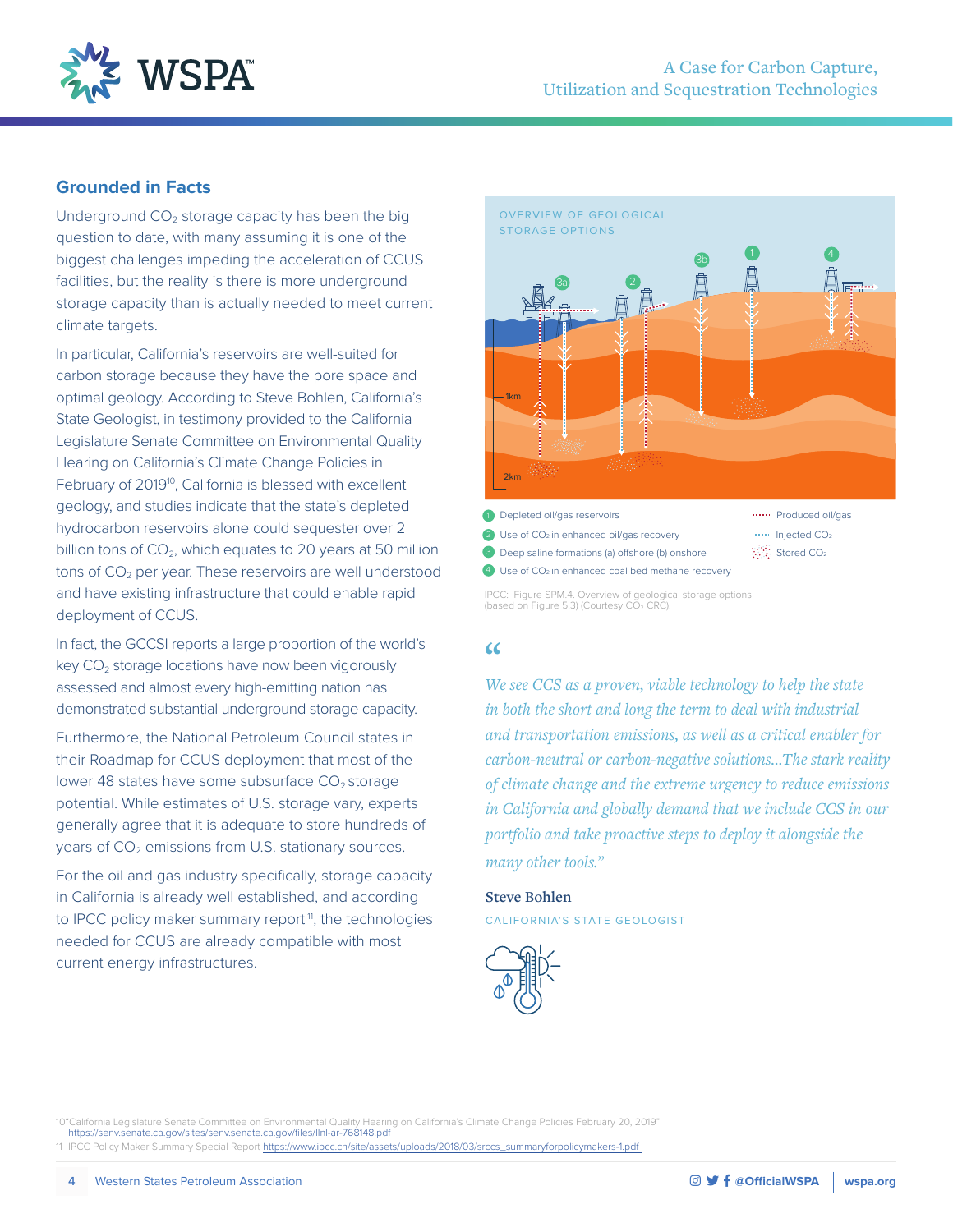## Grounded in Facts

Underground $CO_2$ storage capacity has been the big question to date, with many assuming it is one of the biggest challenges impeding the acceleration of CCUS facilities, but the reality is there is more underground storage capacity than is actually needed to meet current climate targets.

In particular, California's reservoirs are well-suited for carbon storage because they have the pore space and optimal geology. According to Steve Bohlen, California's State Geologist, in testimony provided to the California Legislature Senate Committee on Environmental Quality Hearing on California's Climate Change Policies in February of 2019[10], California is blessed with excellent geology, and studies indicate that the state's depleted hydrocarbon reservoirs alone could sequester over 2 billion tons of $CO_2$, which equates to 20 years at 50 million tons of $CO_2$ per year. These reservoirs are well understood and have existing infrastructure that could enable rapid deployment of CCUS.

In fact, the GCCSI reports a large proportion of the world's key $CO_2$ storage locations have now been vigorously assessed and almost every high-emitting nation has demonstrated substantial underground storage capacity.

Furthermore, the National Petroleum Council states in their Roadmap for CCUS deployment that most of the lower 48 states have some subsurface $CO_2$ storage potential. While estimates of U.S. storage vary, experts generally agree that it is adequate to store hundreds of years of $CO_2$ emissions from U.S. stationary sources.

For the oil and gas industry specifically, storage capacity in California is already well established, and according to IPCC policy maker summary report[11], the technologies needed for CCUS are already compatible with most current energy infrastructures.

OVERVIEW OF GEOLOGICAL STORAGE OPTIONS

1km

2km

1. Depleted oil/gas reservoirs
2. Use of $CO_2$ in enhanced oil/gas recovery
3. Deep saline formations (a) offshore (b) onshore
4. Use of $CO_2$ in enhanced coal bed methane recovery

- Produced oil/gas
- Injected $CO_2$
- Stored $CO_2$

IPCC: Figure SPM.4. Overview of geological storage options (based on Figure 5.3) (Courtesy $CO_2$ CRC).

> *"We see CCS as a proven, viable technology to help the state in both the short and long the term to deal with industrial and transportation emissions, as well as a critical enabler for carbon-neutral or carbon-negative solutions...The stark reality of climate change and the extreme urgency to reduce emissions in California and globally demand that we include CCS in our portfolio and take proactive steps to deploy it alongside the many other tools."*
>
> **Steve Bohlen**
> CALIFORNIA'S STATE GEOLOGIST

10 "California Legislature Senate Committee on Environmental Quality Hearing on California's Climate Change Policies February 20, 2019" https://senv.senate.ca.gov/sites/senv.senate.ca.gov/files/llnl-ar-768148.pdf

11 IPCC Policy Maker Summary Special Report https://www.ipcc.ch/site/assets/uploads/2018/03/srccs_summaryforpolicymakers-1.pdf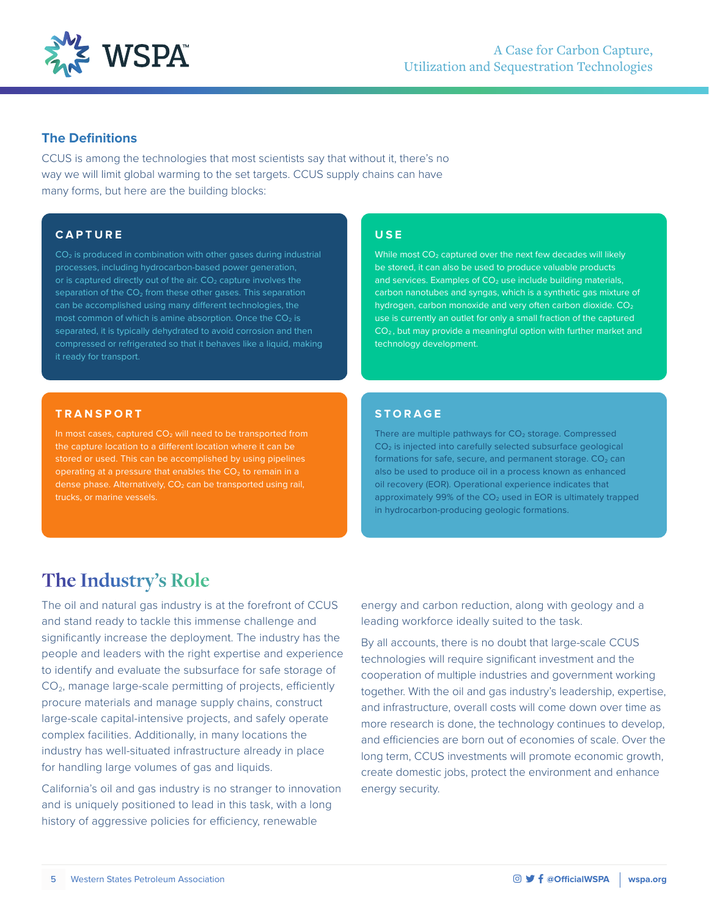## The Definitions

CCUS is among the technologies that most scientists say that without it, there's no way we will limit global warming to the set targets. CCUS supply chains can have many forms, but here are the building blocks:

### CAPTURE

$CO_2$ is produced in combination with other gases during industrial processes, including hydrocarbon-based power generation, or is captured directly out of the air. $CO_2$ capture involves the separation of the $CO_2$ from these other gases. This separation can be accomplished using many different technologies, the most common of which is amine absorption. Once the $CO_2$ is separated, it is typically dehydrated to avoid corrosion and then compressed or refrigerated so that it behaves like a liquid, making it ready for transport.

### USE

While most $CO_2$ captured over the next few decades will likely be stored, it can also be used to produce valuable products and services. Examples of $CO_2$ use include building materials, carbon nanotubes and syngas, which is a synthetic gas mixture of hydrogen, carbon monoxide and very often carbon dioxide. $CO_2$ use is currently an outlet for only a small fraction of the captured $CO_2$, but may provide a meaningful option with further market and technology development.

### TRANSPORT

In most cases, captured $CO_2$ will need to be transported from the capture location to a different location where it can be stored or used. This can be accomplished by using pipelines operating at a pressure that enables the $CO_2$ to remain in a dense phase. Alternatively, $CO_2$ can be transported using rail, trucks, or marine vessels.

### STORAGE

There are multiple pathways for $CO_2$ storage. Compressed $CO_2$ is injected into carefully selected subsurface geological formations for safe, secure, and permanent storage. $CO_2$ can also be used to produce oil in a process known as enhanced oil recovery (EOR). Operational experience indicates that approximately 99% of the $CO_2$ used in EOR is ultimately trapped in hydrocarbon-producing geologic formations.

# The Industry's Role

The oil and natural gas industry is at the forefront of CCUS and stand ready to tackle this immense challenge and significantly increase the deployment. The industry has the people and leaders with the right expertise and experience to identify and evaluate the subsurface for safe storage of $CO_2$, manage large-scale permitting of projects, efficiently procure materials and manage supply chains, construct large-scale capital-intensive projects, and safely operate complex facilities. Additionally, in many locations the industry has well-situated infrastructure already in place for handling large volumes of gas and liquids.

California's oil and gas industry is no stranger to innovation and is uniquely positioned to lead in this task, with a long history of aggressive policies for efficiency, renewable energy and carbon reduction, along with geology and a leading workforce ideally suited to the task.

By all accounts, there is no doubt that large-scale CCUS technologies will require significant investment and the cooperation of multiple industries and government working together. With the oil and gas industry's leadership, expertise, and infrastructure, overall costs will come down over time as more research is done, the technology continues to develop, and efficiencies are born out of economies of scale. Over the long term, CCUS investments will promote economic growth, create domestic jobs, protect the environment and enhance energy security.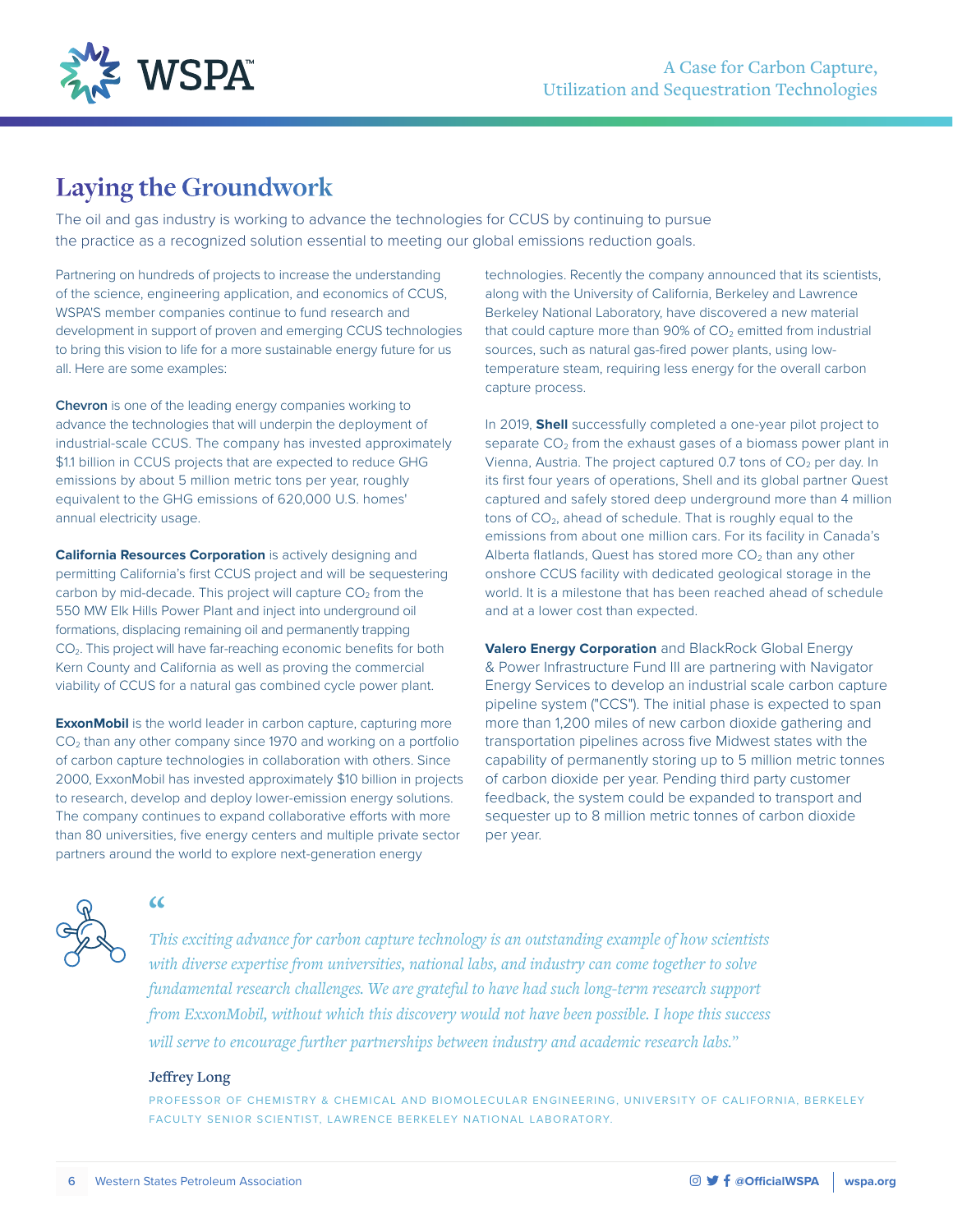## Laying the Groundwork

The oil and gas industry is working to advance the technologies for CCUS by continuing to pursue the practice as a recognized solution essential to meeting our global emissions reduction goals.

Partnering on hundreds of projects to increase the understanding of the science, engineering application, and economics of CCUS, WSPA'S member companies continue to fund research and development in support of proven and emerging CCUS technologies to bring this vision to life for a more sustainable energy future for us all. Here are some examples:

**Chevron** is one of the leading energy companies working to advance the technologies that will underpin the deployment of industrial-scale CCUS. The company has invested approximately $1.1 billion in CCUS projects that are expected to reduce GHG emissions by about 5 million metric tons per year, roughly equivalent to the GHG emissions of 620,000 U.S. homes' annual electricity usage.

**California Resources Corporation** is actively designing and permitting California's first CCUS project and will be sequestering carbon by mid-decade. This project will capture $CO_2$ from the 550 MW Elk Hills Power Plant and inject into underground oil formations, displacing remaining oil and permanently trapping $CO_2$. This project will have far-reaching economic benefits for both Kern County and California as well as proving the commercial viability of CCUS for a natural gas combined cycle power plant.

**ExxonMobil** is the world leader in carbon capture, capturing more $CO_2$ than any other company since 1970 and working on a portfolio of carbon capture technologies in collaboration with others. Since 2000, ExxonMobil has invested approximately $10 billion in projects to research, develop and deploy lower-emission energy solutions. The company continues to expand collaborative efforts with more than 80 universities, five energy centers and multiple private sector partners around the world to explore next-generation energy technologies. Recently the company announced that its scientists, along with the University of California, Berkeley and Lawrence Berkeley National Laboratory, have discovered a new material that could capture more than 90% of $CO_2$ emitted from industrial sources, such as natural gas-fired power plants, using low-temperature steam, requiring less energy for the overall carbon capture process.

In 2019, **Shell** successfully completed a one-year pilot project to separate $CO_2$ from the exhaust gases of a biomass power plant in Vienna, Austria. The project captured 0.7 tons of $CO_2$ per day. In its first four years of operations, Shell and its global partner Quest captured and safely stored deep underground more than 4 million tons of $CO_2$, ahead of schedule. That is roughly equal to the emissions from about one million cars. For its facility in Canada's Alberta flatlands, Quest has stored more $CO_2$ than any other onshore CCUS facility with dedicated geological storage in the world. It is a milestone that has been reached ahead of schedule and at a lower cost than expected.

**Valero Energy Corporation** and BlackRock Global Energy & Power Infrastructure Fund III are partnering with Navigator Energy Services to develop an industrial scale carbon capture pipeline system ("CCS"). The initial phase is expected to span more than 1,200 miles of new carbon dioxide gathering and transportation pipelines across five Midwest states with the capability of permanently storing up to 5 million metric tonnes of carbon dioxide per year. Pending third party customer feedback, the system could be expanded to transport and sequester up to 8 million metric tonnes of carbon dioxide per year.

> *"This exciting advance for carbon capture technology is an outstanding example of how scientists with diverse expertise from universities, national labs, and industry can come together to solve fundamental research challenges. We are grateful to have had such long-term research support from ExxonMobil, without which this discovery would not have been possible. I hope this success will serve to encourage further partnerships between industry and academic research labs."*

**Jeffrey Long**

PROFESSOR OF CHEMISTRY & CHEMICAL AND BIOMOLECULAR ENGINEERING, UNIVERSITY OF CALIFORNIA, BERKELEY
FACULTY SENIOR SCIENTIST, LAWRENCE BERKELEY NATIONAL LABORATORY.